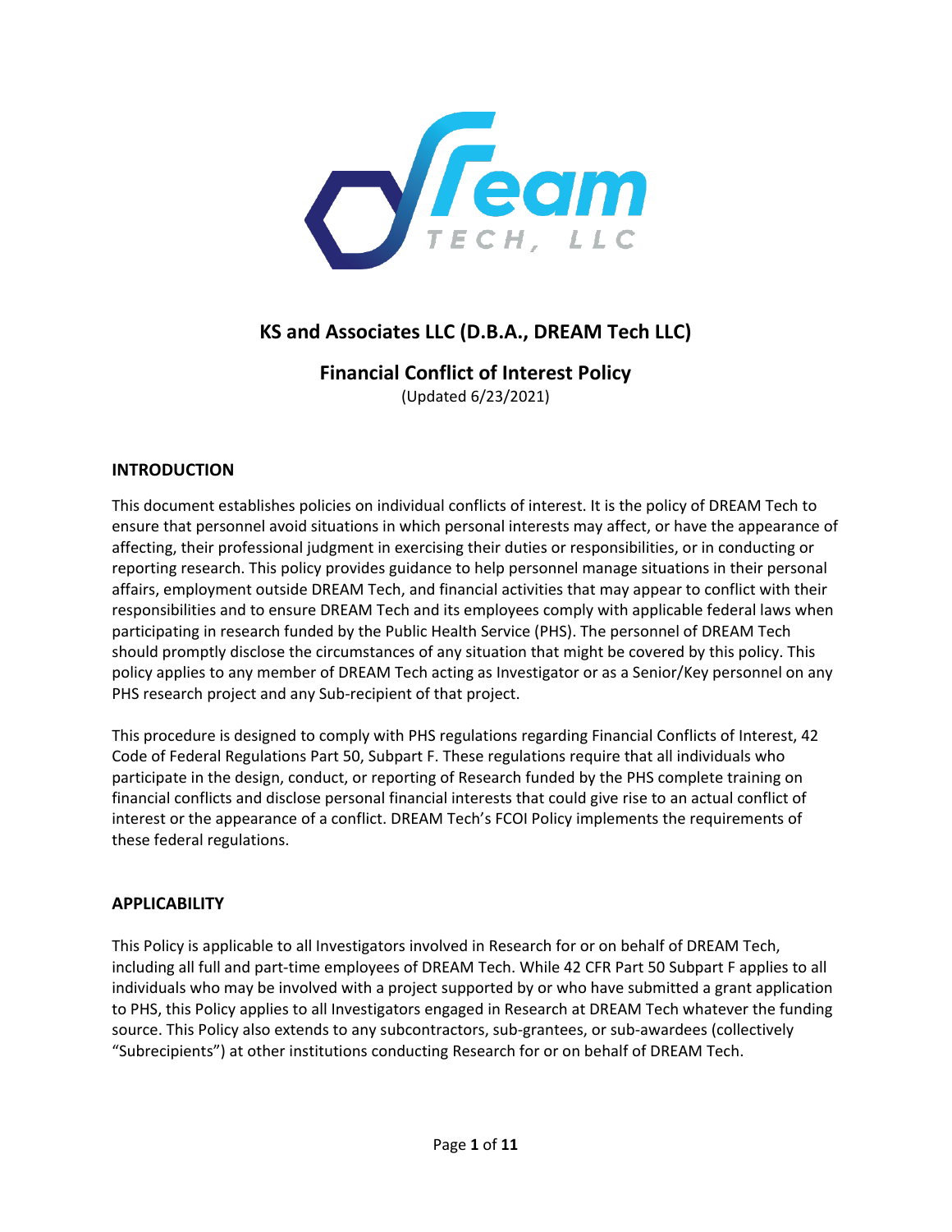# KS and Associates LLC (D.B.A., DREAM Tech LLC)

## Financial Conflict of Interest Policy

(Updated 6/23/2021)

### INTRODUCTION

This document establishes policies on individual conflicts of interest. It is the policy of DREAM Tech to ensure that personnel avoid situations in which personal interests may affect, or have the appearance of affecting, their professional judgment in exercising their duties or responsibilities, or in conducting or reporting research. This policy provides guidance to help personnel manage situations in their personal affairs, employment outside DREAM Tech, and financial activities that may appear to conflict with their responsibilities and to ensure DREAM Tech and its employees comply with applicable federal laws when participating in research funded by the Public Health Service (PHS). The personnel of DREAM Tech should promptly disclose the circumstances of any situation that might be covered by this policy. This policy applies to any member of DREAM Tech acting as Investigator or as a Senior/Key personnel on any PHS research project and any Sub-recipient of that project.

This procedure is designed to comply with PHS regulations regarding Financial Conflicts of Interest, 42 Code of Federal Regulations Part 50, Subpart F. These regulations require that all individuals who participate in the design, conduct, or reporting of Research funded by the PHS complete training on financial conflicts and disclose personal financial interests that could give rise to an actual conflict of interest or the appearance of a conflict. DREAM Tech's FCOI Policy implements the requirements of these federal regulations.

### APPLICABILITY

This Policy is applicable to all Investigators involved in Research for or on behalf of DREAM Tech, including all full and part-time employees of DREAM Tech. While 42 CFR Part 50 Subpart F applies to all individuals who may be involved with a project supported by or who have submitted a grant application to PHS, this Policy applies to all Investigators engaged in Research at DREAM Tech whatever the funding source. This Policy also extends to any subcontractors, sub-grantees, or sub-awardees (collectively "Subrecipients") at other institutions conducting Research for or on behalf of DREAM Tech.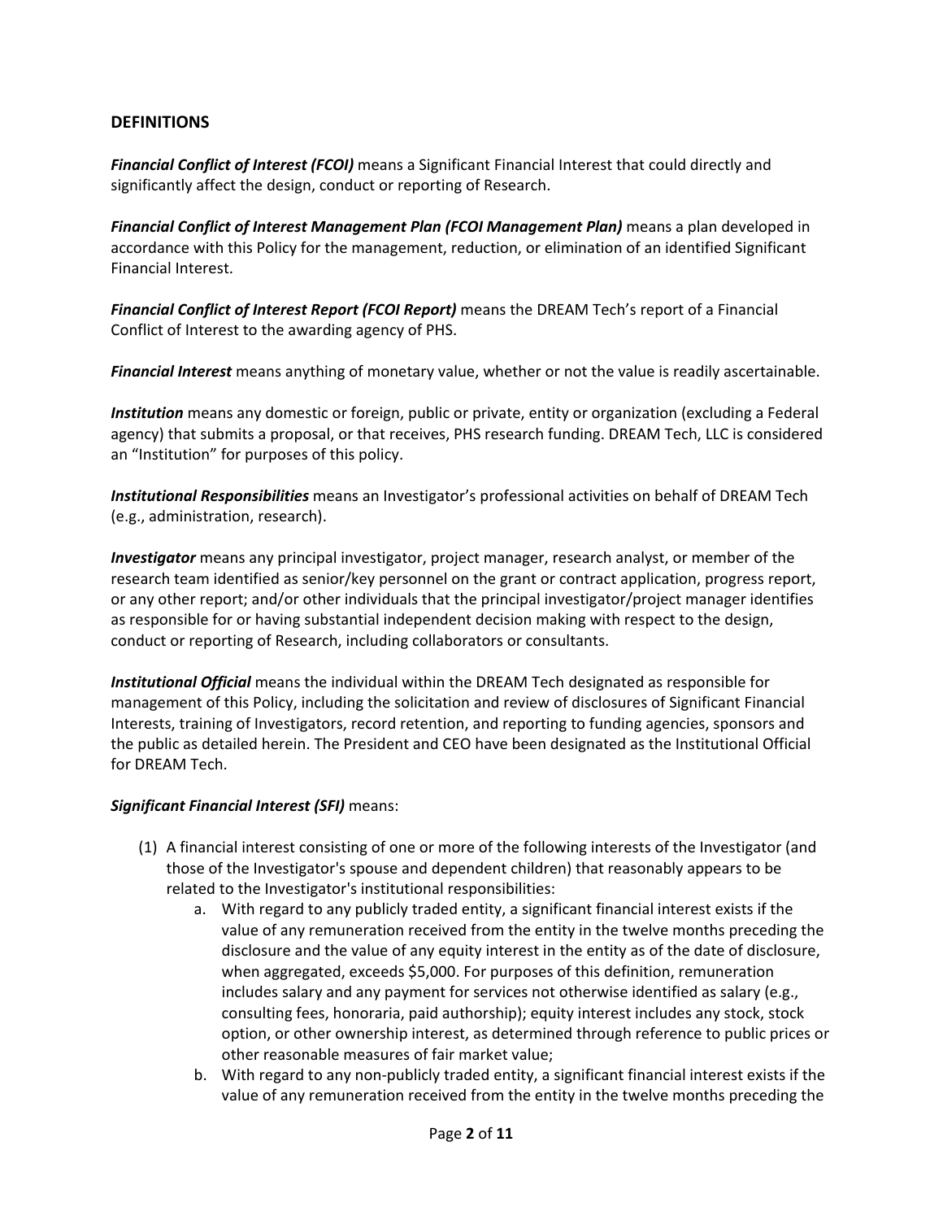## DEFINITIONS

***Financial Conflict of Interest (FCOI)*** means a Significant Financial Interest that could directly and significantly affect the design, conduct or reporting of Research.

***Financial Conflict of Interest Management Plan (FCOI Management Plan)*** means a plan developed in accordance with this Policy for the management, reduction, or elimination of an identified Significant Financial Interest.

***Financial Conflict of Interest Report (FCOI Report)*** means the DREAM Tech's report of a Financial Conflict of Interest to the awarding agency of PHS.

***Financial Interest*** means anything of monetary value, whether or not the value is readily ascertainable.

***Institution*** means any domestic or foreign, public or private, entity or organization (excluding a Federal agency) that submits a proposal, or that receives, PHS research funding. DREAM Tech, LLC is considered an "Institution" for purposes of this policy.

***Institutional Responsibilities*** means an Investigator's professional activities on behalf of DREAM Tech (e.g., administration, research).

***Investigator*** means any principal investigator, project manager, research analyst, or member of the research team identified as senior/key personnel on the grant or contract application, progress report, or any other report; and/or other individuals that the principal investigator/project manager identifies as responsible for or having substantial independent decision making with respect to the design, conduct or reporting of Research, including collaborators or consultants.

***Institutional Official*** means the individual within the DREAM Tech designated as responsible for management of this Policy, including the solicitation and review of disclosures of Significant Financial Interests, training of Investigators, record retention, and reporting to funding agencies, sponsors and the public as detailed herein. The President and CEO have been designated as the Institutional Official for DREAM Tech.

***Significant Financial Interest (SFI)*** means:

(1) A financial interest consisting of one or more of the following interests of the Investigator (and those of the Investigator's spouse and dependent children) that reasonably appears to be related to the Investigator's institutional responsibilities:

   a. With regard to any publicly traded entity, a significant financial interest exists if the value of any remuneration received from the entity in the twelve months preceding the disclosure and the value of any equity interest in the entity as of the date of disclosure, when aggregated, exceeds $5,000. For purposes of this definition, remuneration includes salary and any payment for services not otherwise identified as salary (e.g., consulting fees, honoraria, paid authorship); equity interest includes any stock, stock option, or other ownership interest, as determined through reference to public prices or other reasonable measures of fair market value;

   b. With regard to any non-publicly traded entity, a significant financial interest exists if the value of any remuneration received from the entity in the twelve months preceding the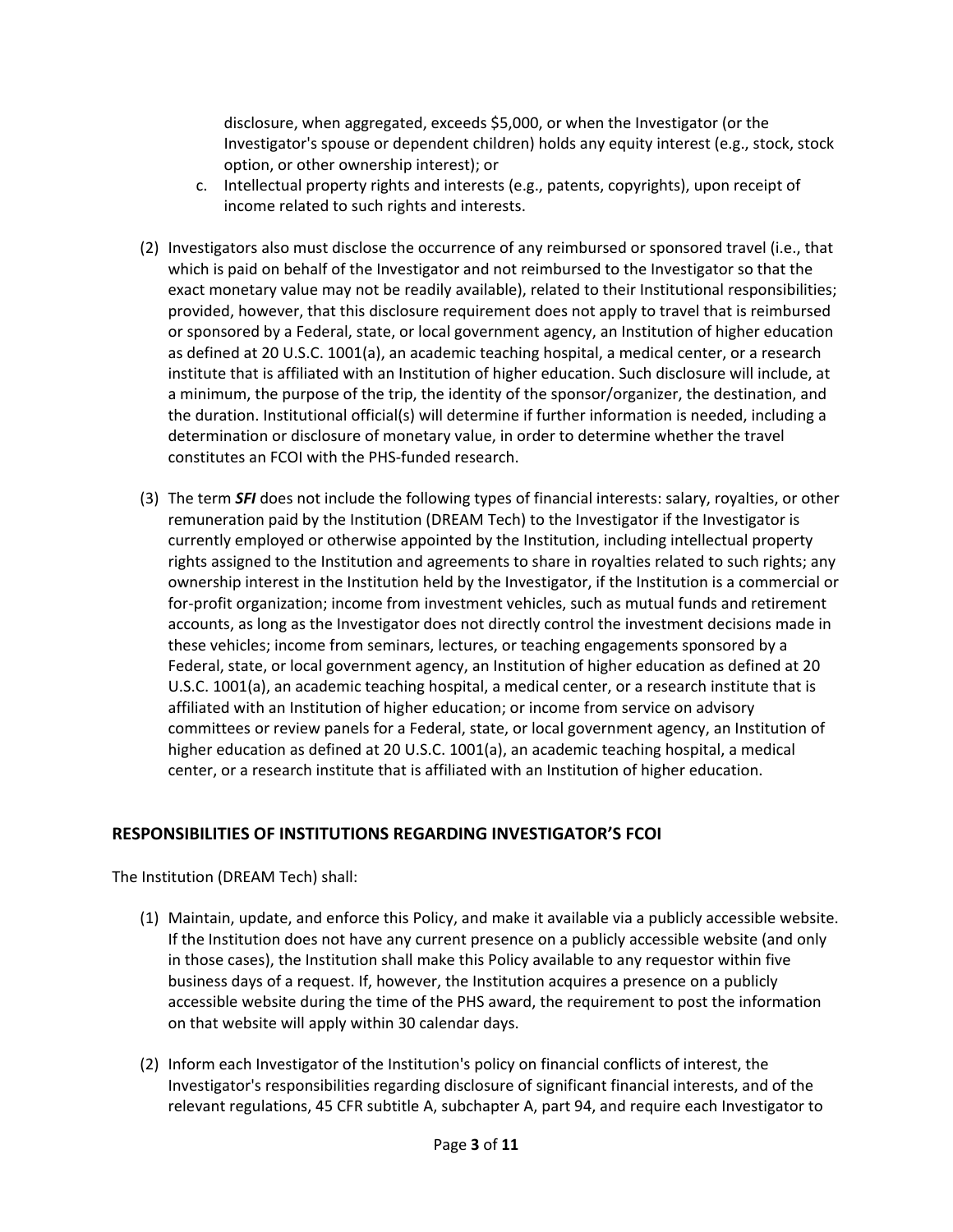disclosure, when aggregated, exceeds \$5,000, or when the Investigator (or the Investigator's spouse or dependent children) holds any equity interest (e.g., stock, stock option, or other ownership interest); or

   c. Intellectual property rights and interests (e.g., patents, copyrights), upon receipt of income related to such rights and interests.

(2) Investigators also must disclose the occurrence of any reimbursed or sponsored travel (i.e., that which is paid on behalf of the Investigator and not reimbursed to the Investigator so that the exact monetary value may not be readily available), related to their Institutional responsibilities; provided, however, that this disclosure requirement does not apply to travel that is reimbursed or sponsored by a Federal, state, or local government agency, an Institution of higher education as defined at 20 U.S.C. 1001(a), an academic teaching hospital, a medical center, or a research institute that is affiliated with an Institution of higher education. Such disclosure will include, at a minimum, the purpose of the trip, the identity of the sponsor/organizer, the destination, and the duration. Institutional official(s) will determine if further information is needed, including a determination or disclosure of monetary value, in order to determine whether the travel constitutes an FCOI with the PHS-funded research.

(3) The term ***SFI*** does not include the following types of financial interests: salary, royalties, or other remuneration paid by the Institution (DREAM Tech) to the Investigator if the Investigator is currently employed or otherwise appointed by the Institution, including intellectual property rights assigned to the Institution and agreements to share in royalties related to such rights; any ownership interest in the Institution held by the Investigator, if the Institution is a commercial or for-profit organization; income from investment vehicles, such as mutual funds and retirement accounts, as long as the Investigator does not directly control the investment decisions made in these vehicles; income from seminars, lectures, or teaching engagements sponsored by a Federal, state, or local government agency, an Institution of higher education as defined at 20 U.S.C. 1001(a), an academic teaching hospital, a medical center, or a research institute that is affiliated with an Institution of higher education; or income from service on advisory committees or review panels for a Federal, state, or local government agency, an Institution of higher education as defined at 20 U.S.C. 1001(a), an academic teaching hospital, a medical center, or a research institute that is affiliated with an Institution of higher education.

## RESPONSIBILITIES OF INSTITUTIONS REGARDING INVESTIGATOR'S FCOI

The Institution (DREAM Tech) shall:

(1) Maintain, update, and enforce this Policy, and make it available via a publicly accessible website. If the Institution does not have any current presence on a publicly accessible website (and only in those cases), the Institution shall make this Policy available to any requestor within five business days of a request. If, however, the Institution acquires a presence on a publicly accessible website during the time of the PHS award, the requirement to post the information on that website will apply within 30 calendar days.

(2) Inform each Investigator of the Institution's policy on financial conflicts of interest, the Investigator's responsibilities regarding disclosure of significant financial interests, and of the relevant regulations, 45 CFR subtitle A, subchapter A, part 94, and require each Investigator to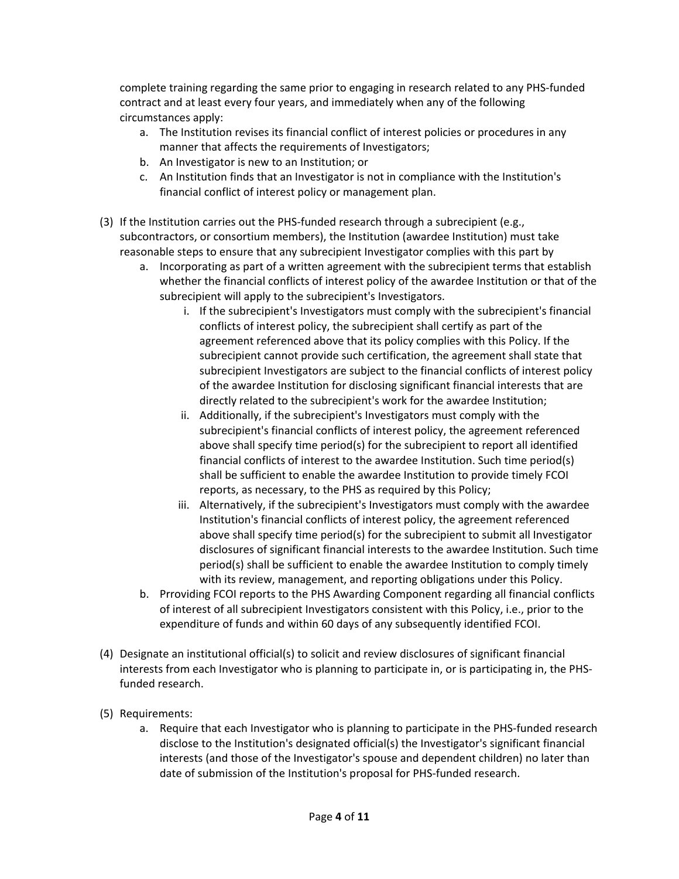complete training regarding the same prior to engaging in research related to any PHS-funded contract and at least every four years, and immediately when any of the following circumstances apply:

   a. The Institution revises its financial conflict of interest policies or procedures in any manner that affects the requirements of Investigators;
   b. An Investigator is new to an Institution; or
   c. An Institution finds that an Investigator is not in compliance with the Institution's financial conflict of interest policy or management plan.

(3) If the Institution carries out the PHS-funded research through a subrecipient (e.g., subcontractors, or consortium members), the Institution (awardee Institution) must take reasonable steps to ensure that any subrecipient Investigator complies with this part by

   a. Incorporating as part of a written agreement with the subrecipient terms that establish whether the financial conflicts of interest policy of the awardee Institution or that of the subrecipient will apply to the subrecipient's Investigators.
      i. If the subrecipient's Investigators must comply with the subrecipient's financial conflicts of interest policy, the subrecipient shall certify as part of the agreement referenced above that its policy complies with this Policy. If the subrecipient cannot provide such certification, the agreement shall state that subrecipient Investigators are subject to the financial conflicts of interest policy of the awardee Institution for disclosing significant financial interests that are directly related to the subrecipient's work for the awardee Institution;
      ii. Additionally, if the subrecipient's Investigators must comply with the subrecipient's financial conflicts of interest policy, the agreement referenced above shall specify time period(s) for the subrecipient to report all identified financial conflicts of interest to the awardee Institution. Such time period(s) shall be sufficient to enable the awardee Institution to provide timely FCOI reports, as necessary, to the PHS as required by this Policy;
      iii. Alternatively, if the subrecipient's Investigators must comply with the awardee Institution's financial conflicts of interest policy, the agreement referenced above shall specify time period(s) for the subrecipient to submit all Investigator disclosures of significant financial interests to the awardee Institution. Such time period(s) shall be sufficient to enable the awardee Institution to comply timely with its review, management, and reporting obligations under this Policy.
   b. Prroviding FCOI reports to the PHS Awarding Component regarding all financial conflicts of interest of all subrecipient Investigators consistent with this Policy, i.e., prior to the expenditure of funds and within 60 days of any subsequently identified FCOI.

(4) Designate an institutional official(s) to solicit and review disclosures of significant financial interests from each Investigator who is planning to participate in, or is participating in, the PHS-funded research.

(5) Requirements:

   a. Require that each Investigator who is planning to participate in the PHS-funded research disclose to the Institution's designated official(s) the Investigator's significant financial interests (and those of the Investigator's spouse and dependent children) no later than date of submission of the Institution's proposal for PHS-funded research.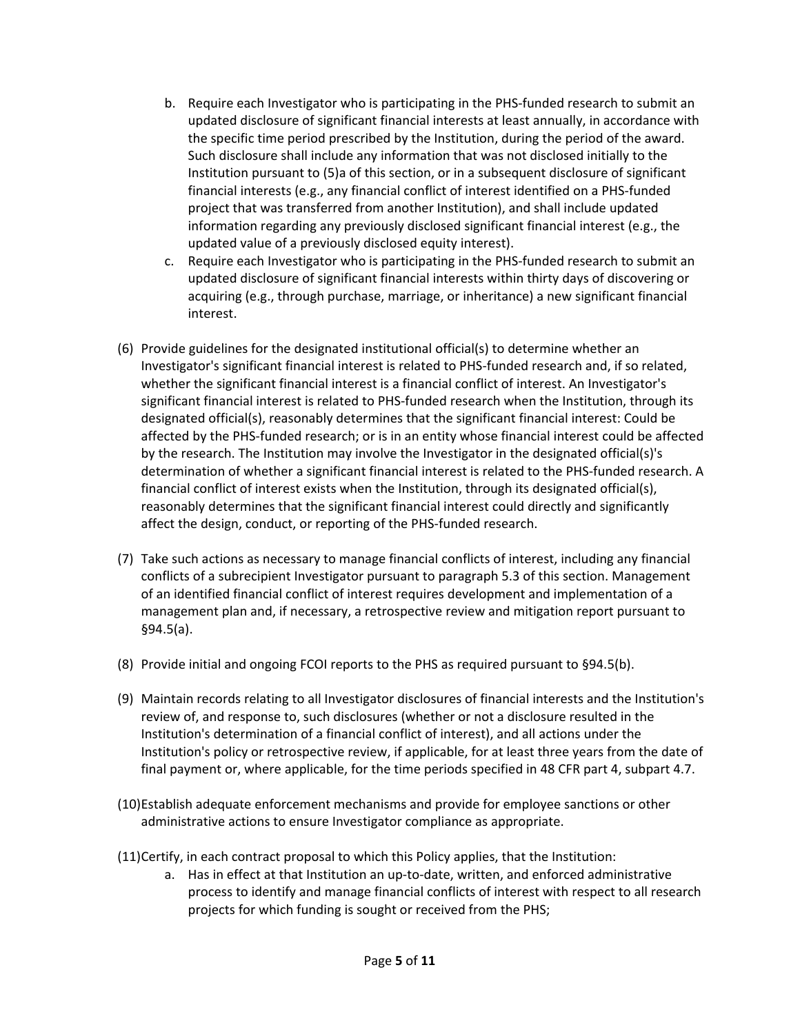b. Require each Investigator who is participating in the PHS-funded research to submit an updated disclosure of significant financial interests at least annually, in accordance with the specific time period prescribed by the Institution, during the period of the award. Such disclosure shall include any information that was not disclosed initially to the Institution pursuant to (5)a of this section, or in a subsequent disclosure of significant financial interests (e.g., any financial conflict of interest identified on a PHS-funded project that was transferred from another Institution), and shall include updated information regarding any previously disclosed significant financial interest (e.g., the updated value of a previously disclosed equity interest).

c. Require each Investigator who is participating in the PHS-funded research to submit an updated disclosure of significant financial interests within thirty days of discovering or acquiring (e.g., through purchase, marriage, or inheritance) a new significant financial interest.

(6) Provide guidelines for the designated institutional official(s) to determine whether an Investigator's significant financial interest is related to PHS-funded research and, if so related, whether the significant financial interest is a financial conflict of interest. An Investigator's significant financial interest is related to PHS-funded research when the Institution, through its designated official(s), reasonably determines that the significant financial interest: Could be affected by the PHS-funded research; or is in an entity whose financial interest could be affected by the research. The Institution may involve the Investigator in the designated official(s)'s determination of whether a significant financial interest is related to the PHS-funded research. A financial conflict of interest exists when the Institution, through its designated official(s), reasonably determines that the significant financial interest could directly and significantly affect the design, conduct, or reporting of the PHS-funded research.

(7) Take such actions as necessary to manage financial conflicts of interest, including any financial conflicts of a subrecipient Investigator pursuant to paragraph 5.3 of this section. Management of an identified financial conflict of interest requires development and implementation of a management plan and, if necessary, a retrospective review and mitigation report pursuant to §94.5(a).

(8) Provide initial and ongoing FCOI reports to the PHS as required pursuant to §94.5(b).

(9) Maintain records relating to all Investigator disclosures of financial interests and the Institution's review of, and response to, such disclosures (whether or not a disclosure resulted in the Institution's determination of a financial conflict of interest), and all actions under the Institution's policy or retrospective review, if applicable, for at least three years from the date of final payment or, where applicable, for the time periods specified in 48 CFR part 4, subpart 4.7.

(10) Establish adequate enforcement mechanisms and provide for employee sanctions or other administrative actions to ensure Investigator compliance as appropriate.

(11) Certify, in each contract proposal to which this Policy applies, that the Institution:

a. Has in effect at that Institution an up-to-date, written, and enforced administrative process to identify and manage financial conflicts of interest with respect to all research projects for which funding is sought or received from the PHS;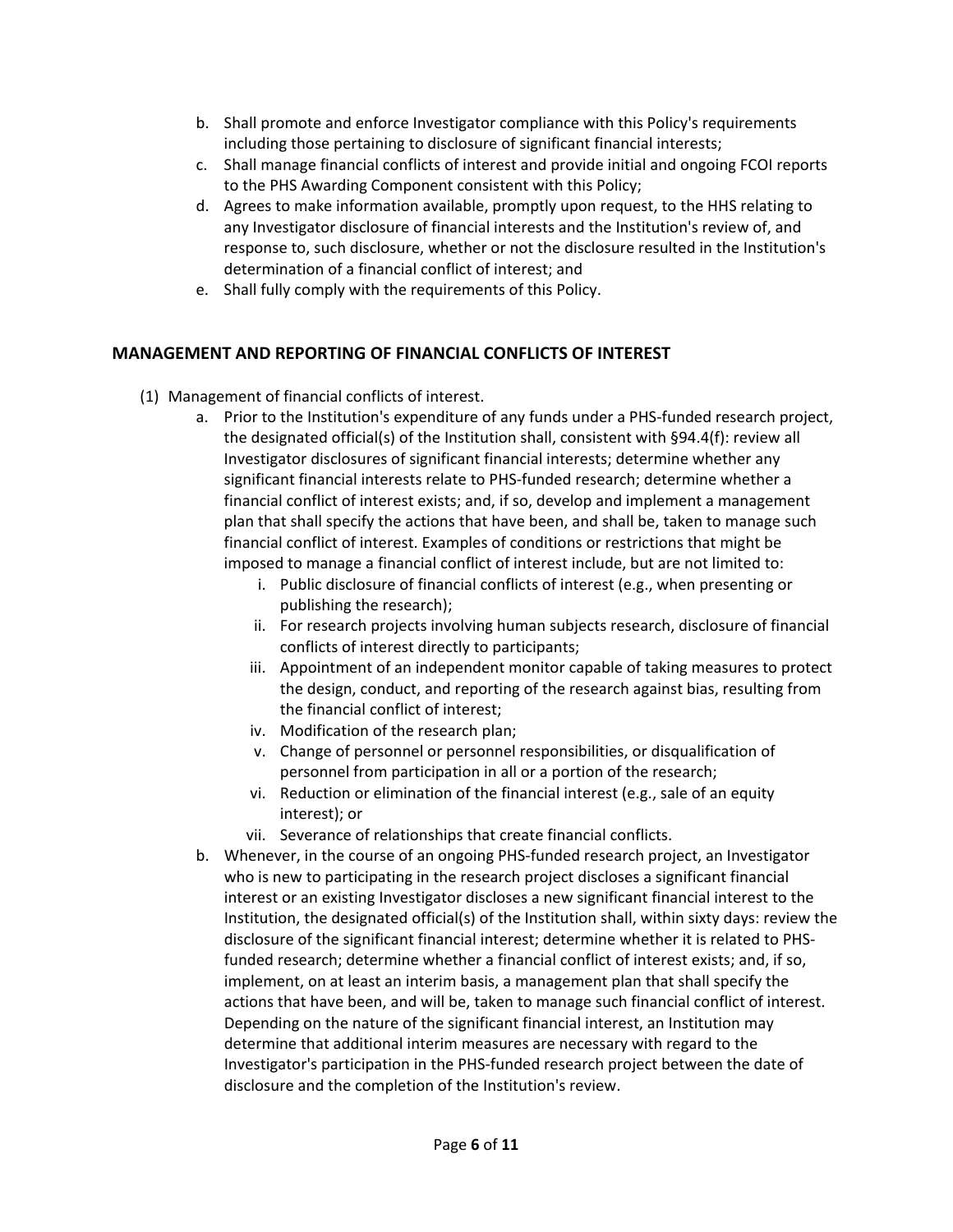b. Shall promote and enforce Investigator compliance with this Policy's requirements including those pertaining to disclosure of significant financial interests;
c. Shall manage financial conflicts of interest and provide initial and ongoing FCOI reports to the PHS Awarding Component consistent with this Policy;
d. Agrees to make information available, promptly upon request, to the HHS relating to any Investigator disclosure of financial interests and the Institution's review of, and response to, such disclosure, whether or not the disclosure resulted in the Institution's determination of a financial conflict of interest; and
e. Shall fully comply with the requirements of this Policy.

## MANAGEMENT AND REPORTING OF FINANCIAL CONFLICTS OF INTEREST

(1) Management of financial conflicts of interest.

a. Prior to the Institution's expenditure of any funds under a PHS-funded research project, the designated official(s) of the Institution shall, consistent with §94.4(f): review all Investigator disclosures of significant financial interests; determine whether any significant financial interests relate to PHS-funded research; determine whether a financial conflict of interest exists; and, if so, develop and implement a management plan that shall specify the actions that have been, and shall be, taken to manage such financial conflict of interest. Examples of conditions or restrictions that might be imposed to manage a financial conflict of interest include, but are not limited to:

   i. Public disclosure of financial conflicts of interest (e.g., when presenting or publishing the research);
   ii. For research projects involving human subjects research, disclosure of financial conflicts of interest directly to participants;
   iii. Appointment of an independent monitor capable of taking measures to protect the design, conduct, and reporting of the research against bias, resulting from the financial conflict of interest;
   iv. Modification of the research plan;
   v. Change of personnel or personnel responsibilities, or disqualification of personnel from participation in all or a portion of the research;
   vi. Reduction or elimination of the financial interest (e.g., sale of an equity interest); or
   vii. Severance of relationships that create financial conflicts.

b. Whenever, in the course of an ongoing PHS-funded research project, an Investigator who is new to participating in the research project discloses a significant financial interest or an existing Investigator discloses a new significant financial interest to the Institution, the designated official(s) of the Institution shall, within sixty days: review the disclosure of the significant financial interest; determine whether it is related to PHS-funded research; determine whether a financial conflict of interest exists; and, if so, implement, on at least an interim basis, a management plan that shall specify the actions that have been, and will be, taken to manage such financial conflict of interest. Depending on the nature of the significant financial interest, an Institution may determine that additional interim measures are necessary with regard to the Investigator's participation in the PHS-funded research project between the date of disclosure and the completion of the Institution's review.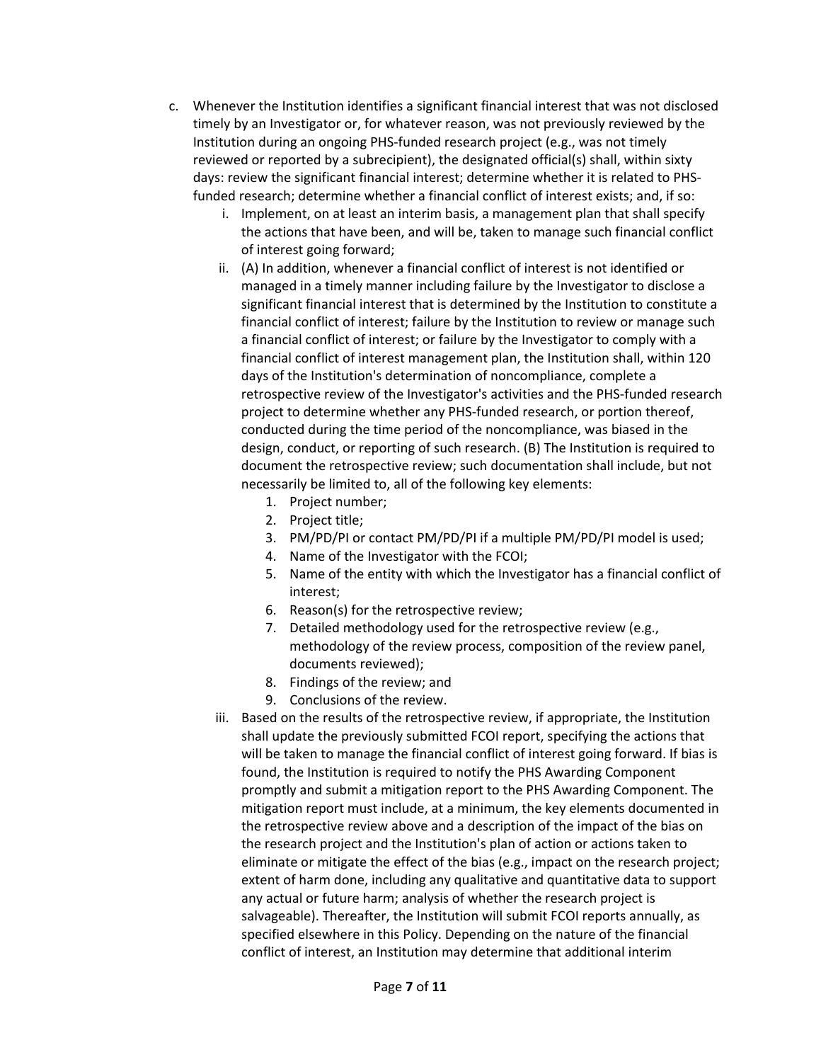c. Whenever the Institution identifies a significant financial interest that was not disclosed timely by an Investigator or, for whatever reason, was not previously reviewed by the Institution during an ongoing PHS-funded research project (e.g., was not timely reviewed or reported by a subrecipient), the designated official(s) shall, within sixty days: review the significant financial interest; determine whether it is related to PHS-funded research; determine whether a financial conflict of interest exists; and, if so:

   i. Implement, on at least an interim basis, a management plan that shall specify the actions that have been, and will be, taken to manage such financial conflict of interest going forward;

   ii. (A) In addition, whenever a financial conflict of interest is not identified or managed in a timely manner including failure by the Investigator to disclose a significant financial interest that is determined by the Institution to constitute a financial conflict of interest; failure by the Institution to review or manage such a financial conflict of interest; or failure by the Investigator to comply with a financial conflict of interest management plan, the Institution shall, within 120 days of the Institution's determination of noncompliance, complete a retrospective review of the Investigator's activities and the PHS-funded research project to determine whether any PHS-funded research, or portion thereof, conducted during the time period of the noncompliance, was biased in the design, conduct, or reporting of such research. (B) The Institution is required to document the retrospective review; such documentation shall include, but not necessarily be limited to, all of the following key elements:

      1. Project number;
      2. Project title;
      3. PM/PD/PI or contact PM/PD/PI if a multiple PM/PD/PI model is used;
      4. Name of the Investigator with the FCOI;
      5. Name of the entity with which the Investigator has a financial conflict of interest;
      6. Reason(s) for the retrospective review;
      7. Detailed methodology used for the retrospective review (e.g., methodology of the review process, composition of the review panel, documents reviewed);
      8. Findings of the review; and
      9. Conclusions of the review.

   iii. Based on the results of the retrospective review, if appropriate, the Institution shall update the previously submitted FCOI report, specifying the actions that will be taken to manage the financial conflict of interest going forward. If bias is found, the Institution is required to notify the PHS Awarding Component promptly and submit a mitigation report to the PHS Awarding Component. The mitigation report must include, at a minimum, the key elements documented in the retrospective review above and a description of the impact of the bias on the research project and the Institution's plan of action or actions taken to eliminate or mitigate the effect of the bias (e.g., impact on the research project; extent of harm done, including any qualitative and quantitative data to support any actual or future harm; analysis of whether the research project is salvageable). Thereafter, the Institution will submit FCOI reports annually, as specified elsewhere in this Policy. Depending on the nature of the financial conflict of interest, an Institution may determine that additional interim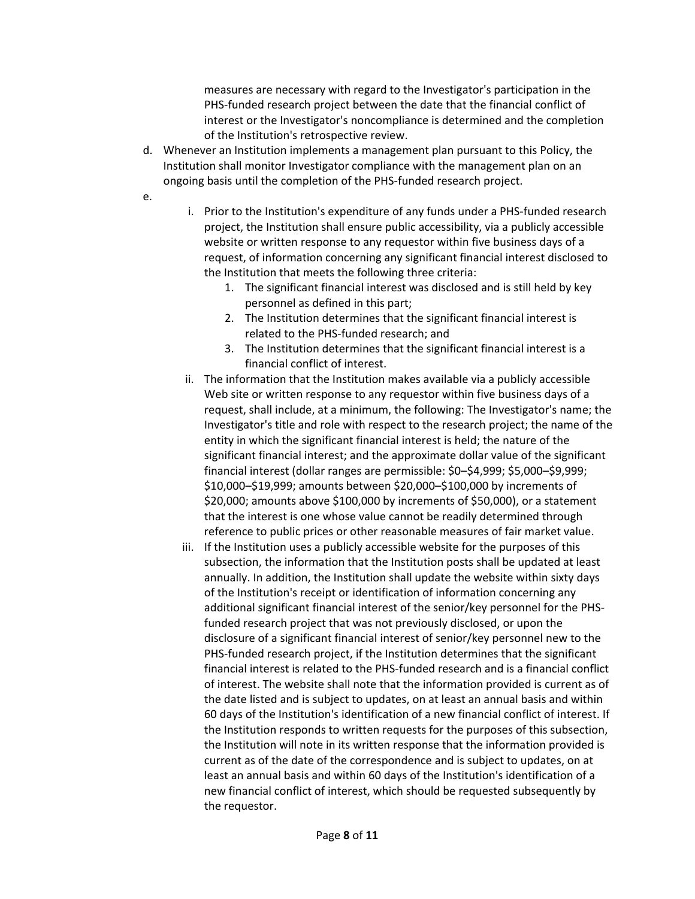measures are necessary with regard to the Investigator's participation in the PHS-funded research project between the date that the financial conflict of interest or the Investigator's noncompliance is determined and the completion of the Institution's retrospective review.

d. Whenever an Institution implements a management plan pursuant to this Policy, the Institution shall monitor Investigator compliance with the management plan on an ongoing basis until the completion of the PHS-funded research project.

e.
   i. Prior to the Institution's expenditure of any funds under a PHS-funded research project, the Institution shall ensure public accessibility, via a publicly accessible website or written response to any requestor within five business days of a request, of information concerning any significant financial interest disclosed to the Institution that meets the following three criteria:
      1. The significant financial interest was disclosed and is still held by key personnel as defined in this part;
      2. The Institution determines that the significant financial interest is related to the PHS-funded research; and
      3. The Institution determines that the significant financial interest is a financial conflict of interest.
   ii. The information that the Institution makes available via a publicly accessible Web site or written response to any requestor within five business days of a request, shall include, at a minimum, the following: The Investigator's name; the Investigator's title and role with respect to the research project; the name of the entity in which the significant financial interest is held; the nature of the significant financial interest; and the approximate dollar value of the significant financial interest (dollar ranges are permissible: \$0–\$4,999; \$5,000–\$9,999; \$10,000–\$19,999; amounts between \$20,000–\$100,000 by increments of \$20,000; amounts above \$100,000 by increments of \$50,000), or a statement that the interest is one whose value cannot be readily determined through reference to public prices or other reasonable measures of fair market value.
   iii. If the Institution uses a publicly accessible website for the purposes of this subsection, the information that the Institution posts shall be updated at least annually. In addition, the Institution shall update the website within sixty days of the Institution's receipt or identification of information concerning any additional significant financial interest of the senior/key personnel for the PHS-funded research project that was not previously disclosed, or upon the disclosure of a significant financial interest of senior/key personnel new to the PHS-funded research project, if the Institution determines that the significant financial interest is related to the PHS-funded research and is a financial conflict of interest. The website shall note that the information provided is current as of the date listed and is subject to updates, on at least an annual basis and within 60 days of the Institution's identification of a new financial conflict of interest. If the Institution responds to written requests for the purposes of this subsection, the Institution will note in its written response that the information provided is current as of the date of the correspondence and is subject to updates, on at least an annual basis and within 60 days of the Institution's identification of a new financial conflict of interest, which should be requested subsequently by the requestor.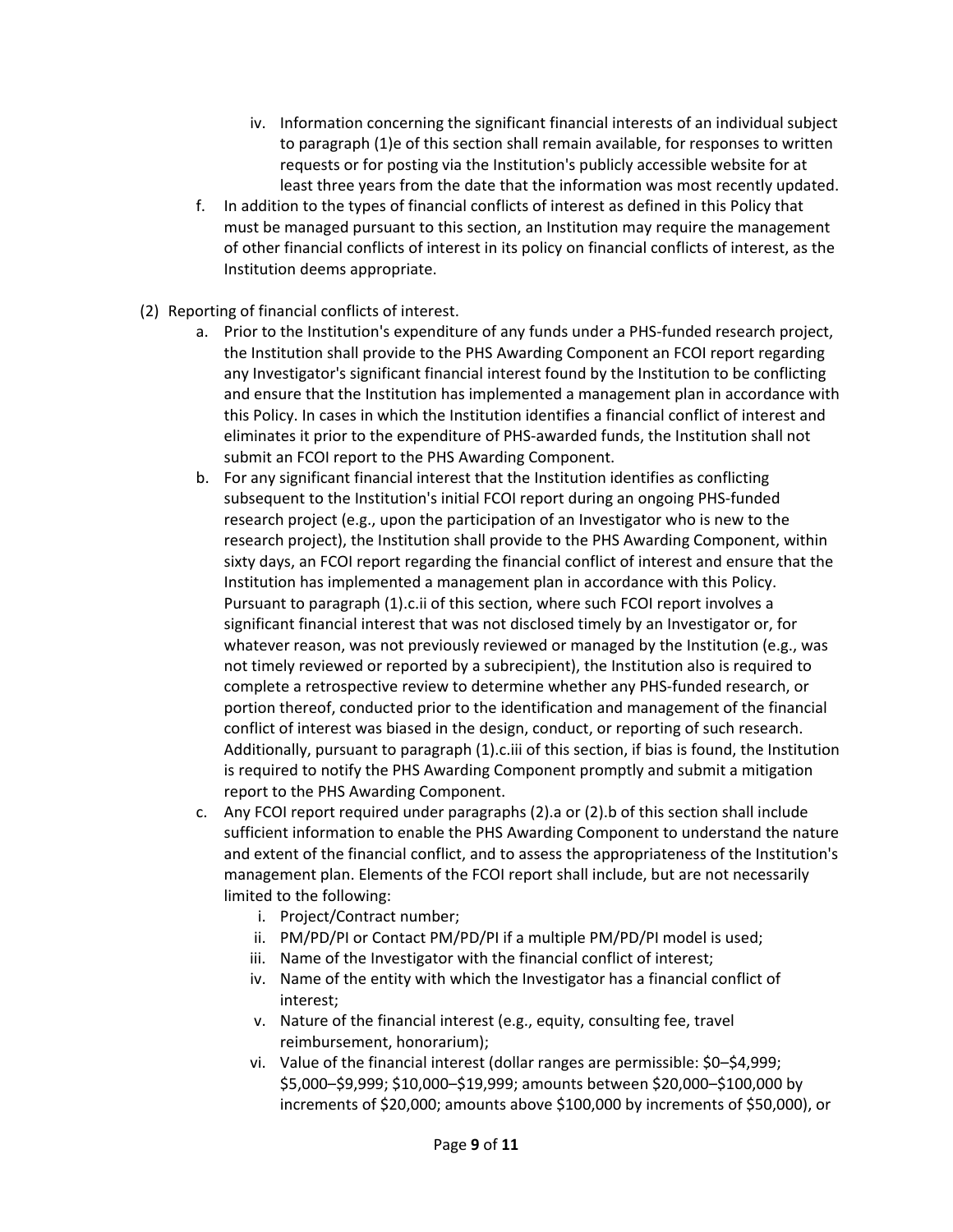iv. Information concerning the significant financial interests of an individual subject to paragraph (1)e of this section shall remain available, for responses to written requests or for posting via the Institution's publicly accessible website for at least three years from the date that the information was most recently updated.

f. In addition to the types of financial conflicts of interest as defined in this Policy that must be managed pursuant to this section, an Institution may require the management of other financial conflicts of interest in its policy on financial conflicts of interest, as the Institution deems appropriate.

(2) Reporting of financial conflicts of interest.

a. Prior to the Institution's expenditure of any funds under a PHS-funded research project, the Institution shall provide to the PHS Awarding Component an FCOI report regarding any Investigator's significant financial interest found by the Institution to be conflicting and ensure that the Institution has implemented a management plan in accordance with this Policy. In cases in which the Institution identifies a financial conflict of interest and eliminates it prior to the expenditure of PHS-awarded funds, the Institution shall not submit an FCOI report to the PHS Awarding Component.

b. For any significant financial interest that the Institution identifies as conflicting subsequent to the Institution's initial FCOI report during an ongoing PHS-funded research project (e.g., upon the participation of an Investigator who is new to the research project), the Institution shall provide to the PHS Awarding Component, within sixty days, an FCOI report regarding the financial conflict of interest and ensure that the Institution has implemented a management plan in accordance with this Policy. Pursuant to paragraph (1).c.ii of this section, where such FCOI report involves a significant financial interest that was not disclosed timely by an Investigator or, for whatever reason, was not previously reviewed or managed by the Institution (e.g., was not timely reviewed or reported by a subrecipient), the Institution also is required to complete a retrospective review to determine whether any PHS-funded research, or portion thereof, conducted prior to the identification and management of the financial conflict of interest was biased in the design, conduct, or reporting of such research. Additionally, pursuant to paragraph (1).c.iii of this section, if bias is found, the Institution is required to notify the PHS Awarding Component promptly and submit a mitigation report to the PHS Awarding Component.

c. Any FCOI report required under paragraphs (2).a or (2).b of this section shall include sufficient information to enable the PHS Awarding Component to understand the nature and extent of the financial conflict, and to assess the appropriateness of the Institution's management plan. Elements of the FCOI report shall include, but are not necessarily limited to the following:

   i. Project/Contract number;
   ii. PM/PD/PI or Contact PM/PD/PI if a multiple PM/PD/PI model is used;
   iii. Name of the Investigator with the financial conflict of interest;
   iv. Name of the entity with which the Investigator has a financial conflict of interest;
   v. Nature of the financial interest (e.g., equity, consulting fee, travel reimbursement, honorarium);
   vi. Value of the financial interest (dollar ranges are permissible: $0–$4,999; $5,000–$9,999; $10,000–$19,999; amounts between $20,000–$100,000 by increments of $20,000; amounts above $100,000 by increments of $50,000), or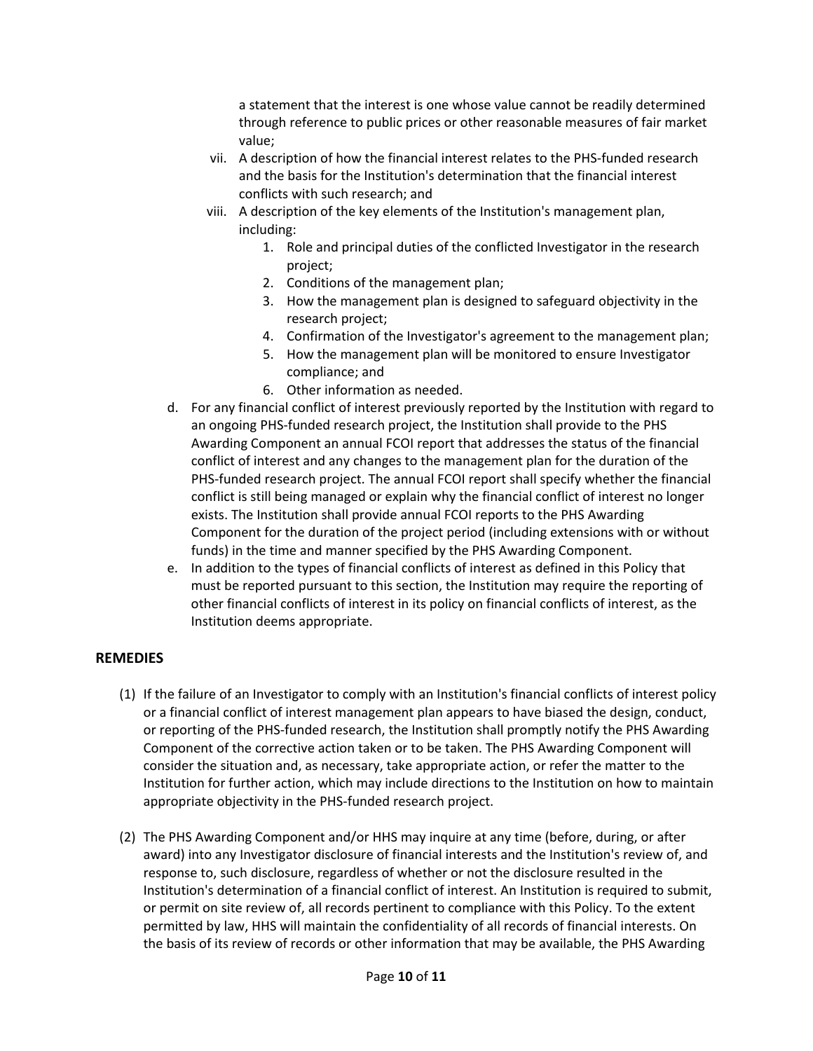a statement that the interest is one whose value cannot be readily determined through reference to public prices or other reasonable measures of fair market value;

vii. A description of how the financial interest relates to the PHS-funded research and the basis for the Institution's determination that the financial interest conflicts with such research; and

viii. A description of the key elements of the Institution's management plan, including:

1. Role and principal duties of the conflicted Investigator in the research project;
2. Conditions of the management plan;
3. How the management plan is designed to safeguard objectivity in the research project;
4. Confirmation of the Investigator's agreement to the management plan;
5. How the management plan will be monitored to ensure Investigator compliance; and
6. Other information as needed.

d. For any financial conflict of interest previously reported by the Institution with regard to an ongoing PHS-funded research project, the Institution shall provide to the PHS Awarding Component an annual FCOI report that addresses the status of the financial conflict of interest and any changes to the management plan for the duration of the PHS-funded research project. The annual FCOI report shall specify whether the financial conflict is still being managed or explain why the financial conflict of interest no longer exists. The Institution shall provide annual FCOI reports to the PHS Awarding Component for the duration of the project period (including extensions with or without funds) in the time and manner specified by the PHS Awarding Component.

e. In addition to the types of financial conflicts of interest as defined in this Policy that must be reported pursuant to this section, the Institution may require the reporting of other financial conflicts of interest in its policy on financial conflicts of interest, as the Institution deems appropriate.

## REMEDIES

(1) If the failure of an Investigator to comply with an Institution's financial conflicts of interest policy or a financial conflict of interest management plan appears to have biased the design, conduct, or reporting of the PHS-funded research, the Institution shall promptly notify the PHS Awarding Component of the corrective action taken or to be taken. The PHS Awarding Component will consider the situation and, as necessary, take appropriate action, or refer the matter to the Institution for further action, which may include directions to the Institution on how to maintain appropriate objectivity in the PHS-funded research project.

(2) The PHS Awarding Component and/or HHS may inquire at any time (before, during, or after award) into any Investigator disclosure of financial interests and the Institution's review of, and response to, such disclosure, regardless of whether or not the disclosure resulted in the Institution's determination of a financial conflict of interest. An Institution is required to submit, or permit on site review of, all records pertinent to compliance with this Policy. To the extent permitted by law, HHS will maintain the confidentiality of all records of financial interests. On the basis of its review of records or other information that may be available, the PHS Awarding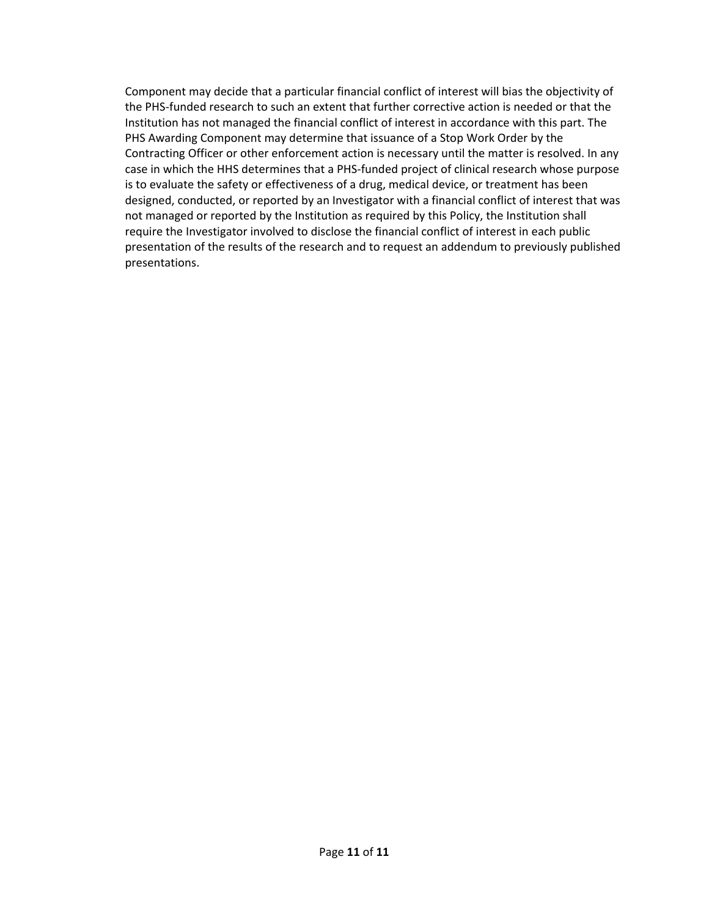Component may decide that a particular financial conflict of interest will bias the objectivity of the PHS-funded research to such an extent that further corrective action is needed or that the Institution has not managed the financial conflict of interest in accordance with this part. The PHS Awarding Component may determine that issuance of a Stop Work Order by the Contracting Officer or other enforcement action is necessary until the matter is resolved. In any case in which the HHS determines that a PHS-funded project of clinical research whose purpose is to evaluate the safety or effectiveness of a drug, medical device, or treatment has been designed, conducted, or reported by an Investigator with a financial conflict of interest that was not managed or reported by the Institution as required by this Policy, the Institution shall require the Investigator involved to disclose the financial conflict of interest in each public presentation of the results of the research and to request an addendum to previously published presentations.